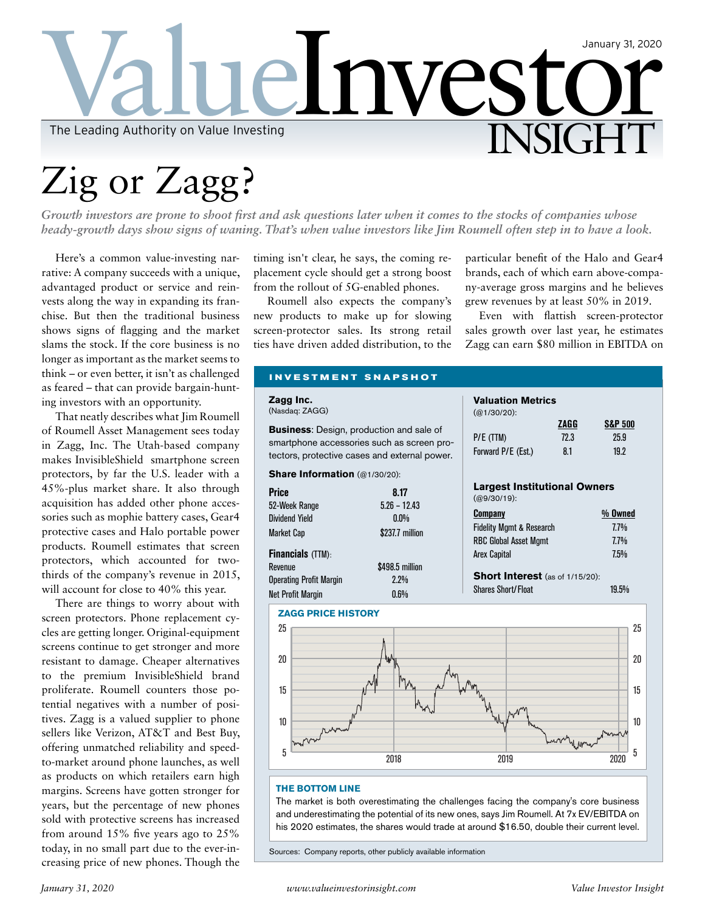# Zig or Zagg?

*Growth investors are prone to shoot first and ask questions later when it comes to the stocks of companies whose heady-growth days show signs of waning. That's when value investors like Jim Roumell often step in to have a look.*

Here's a common value-investing narrative: A company succeeds with a unique, advantaged product or service and reinvests along the way in expanding its franchise. But then the traditional business shows signs of flagging and the market slams the stock. If the core business is no longer as important as the market seems to think – or even better, it isn't as challenged as feared – that can provide bargain-hunting investors with an opportunity.

That neatly describes what Jim Roumell of Roumell Asset Management sees today in Zagg, Inc. The Utah-based company makes InvisibleShield smartphone screen protectors, by far the U.S. leader with a 45%-plus market share. It also through acquisition has added other phone accessories such as mophie battery cases, Gear4 protective cases and Halo portable power products. Roumell estimates that screen protectors, which accounted for two-thirds of the company's revenue in 2015, will account for close to 40% this year.

There are things to worry about with screen protectors. Phone replacement cycles are getting longer. Original-equipment screens continue to get stronger and more resistant to damage. Cheaper alternatives to the premium InvisibleShield brand proliferate. Roumell counters those potential negatives with a number of positives. Zagg is a valued supplier to phone sellers like Verizon, AT&T and Best Buy, offering unmatched reliability and speed-to-market around phone launches, as well as products on which retailers earn high margins. Screens have gotten stronger for years, but the percentage of new phones sold with protective screens has increased from around 15% five years ago to 25% today, in no small part due to the ever-increasing price of new phones. Though the timing isn't clear, he says, the coming replacement cycle should get a strong boost from the rollout of 5G-enabled phones.

Roumell also expects the company's new products to make up for slowing screen-protector sales. Its strong retail ties have driven added distribution, to the particular benefit of the Halo and Gear4 brands, each of which earn above-company-average gross margins and he believes grew revenues by at least 50% in 2019.

Even with flattish screen-protector sales growth over last year, he estimates Zagg can earn $80 million in EBITDA on

## INVESTMENT SNAPSHOT

**Zagg Inc.**
(Nasdaq: ZAGG)

**Business**: Design, production and sale of smartphone accessories such as screen protectors, protective cases and external power.

**Share Information** (@1/30/20):

| | |
|---|---|
| **Price** | **8.17** |
| 52-Week Range | 5.26 – 12.43 |
| Dividend Yield | 0.0% |
| Market Cap | $237.7 million |

**Financials** (TTM):

| | |
|---|---|
| Revenue | $498.5 million |
| Operating Profit Margin | 2.2% |
| Net Profit Margin | 0.6% |

**Valuation Metrics**
(@1/30/20):

| | ZAGG | S&P 500 |
|---|---|---|
| P/E (TTM) | 72.3 | 25.9 |
| Forward P/E (Est.) | 8.1 | 19.2 |

**Largest Institutional Owners**
(@9/30/19):

| Company | % Owned |
|---|---|
| Fidelity Mgmt & Research | 7.7% |
| RBC Global Asset Mgmt | 7.7% |
| Arex Capital | 7.5% |

**Short Interest** (as of 1/15/20):

| | |
|---|---|
| Shares Short/Float | 19.5% |

**ZAGG PRICE HISTORY**

**THE BOTTOM LINE**

The market is both overestimating the challenges facing the company's core business and underestimating the potential of its new ones, says Jim Roumell. At 7x EV/EBITDA on his 2020 estimates, the shares would trade at around $16.50, double their current level.

Sources: Company reports, other publicly available information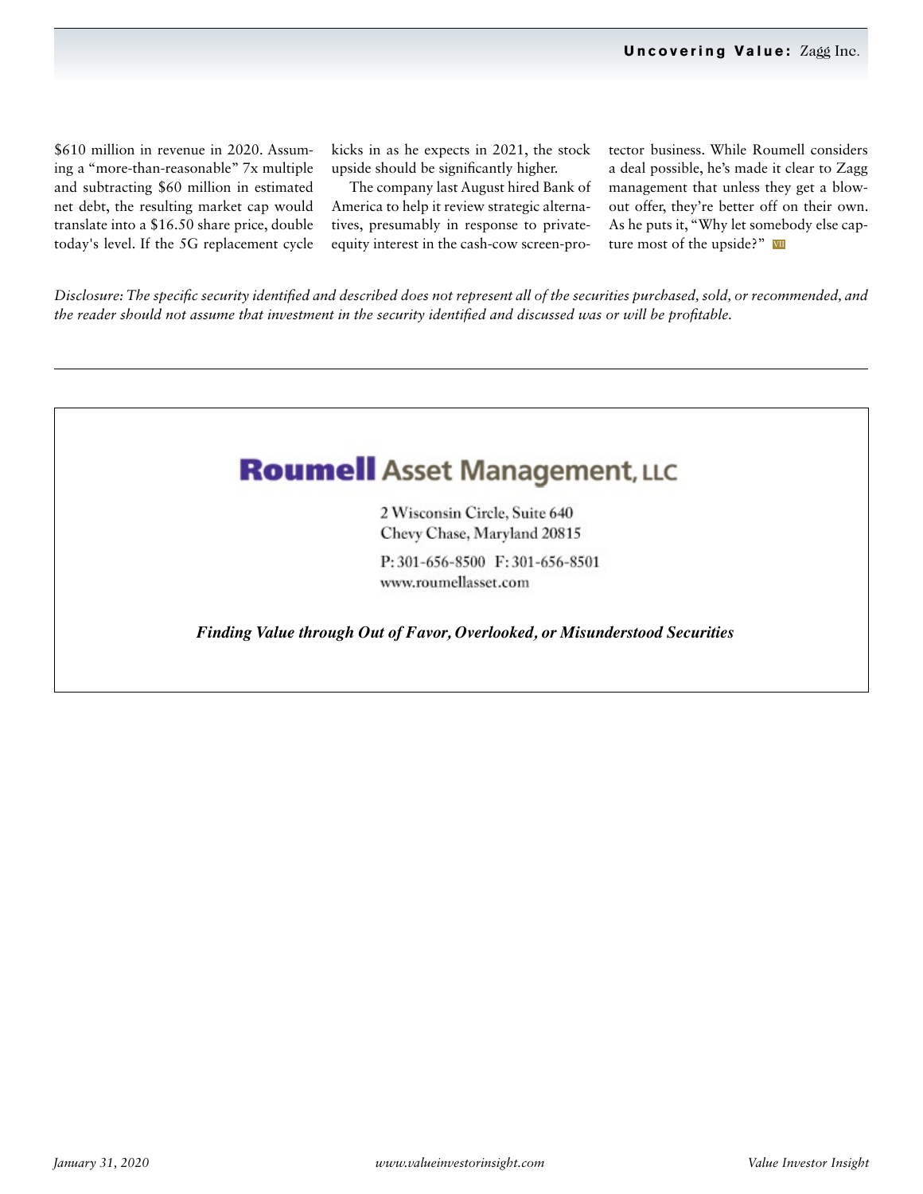$610 million in revenue in 2020. Assuming a "more-than-reasonable" 7x multiple and subtracting $60 million in estimated net debt, the resulting market cap would translate into a $16.50 share price, double today's level. If the 5G replacement cycle kicks in as he expects in 2021, the stock upside should be significantly higher.

The company last August hired Bank of America to help it review strategic alternatives, presumably in response to private-equity interest in the cash-cow screen-protector business. While Roumell considers a deal possible, he's made it clear to Zagg management that unless they get a blowout offer, they're better off on their own. As he puts it, "Why let somebody else capture most of the upside?"

*Disclosure: The specific security identified and described does not represent all of the securities purchased, sold, or recommended, and the reader should not assume that investment in the security identified and discussed was or will be profitable.*

---

**Roumell** Asset Management, LLC

2 Wisconsin Circle, Suite 640
Chevy Chase, Maryland 20815

P: 301-656-8500 F: 301-656-8501
www.roumellasset.com

***Finding Value through Out of Favor, Overlooked, or Misunderstood Securities***